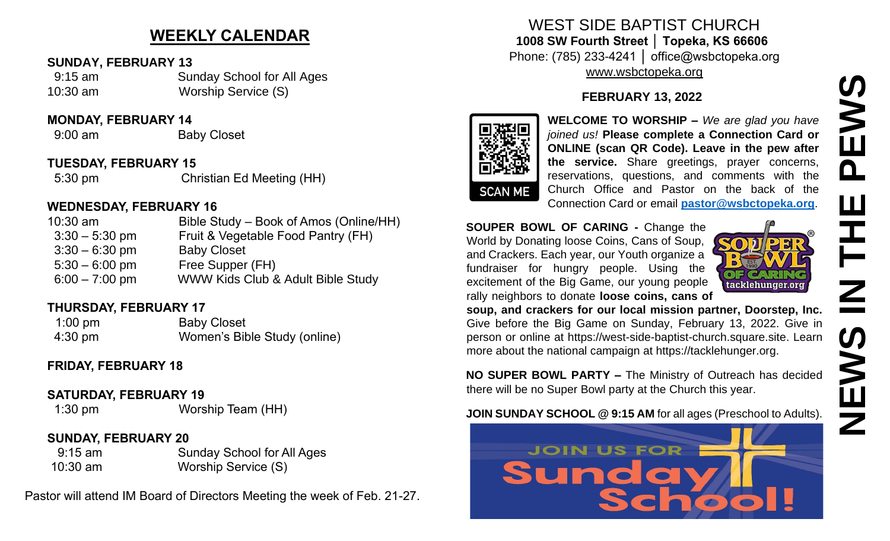## WEEKLY CALENDAR

**SUNDAY, FEBRUARY 13**

| | |
|---|---|
| 9:15 am | Sunday School for All Ages |
| 10:30 am | Worship Service (S) |

**MONDAY, FEBRUARY 14**

| | |
|---|---|
| 9:00 am | Baby Closet |

**TUESDAY, FEBRUARY 15**

| | |
|---|---|
| 5:30 pm | Christian Ed Meeting (HH) |

**WEDNESDAY, FEBRUARY 16**

| | |
|---|---|
| 10:30 am | Bible Study – Book of Amos (Online/HH) |
| 3:30 – 5:30 pm | Fruit & Vegetable Food Pantry (FH) |
| 3:30 – 6:30 pm | Baby Closet |
| 5:30 – 6:00 pm | Free Supper (FH) |
| 6:00 – 7:00 pm | WWW Kids Club & Adult Bible Study |

**THURSDAY, FEBRUARY 17**

| | |
|---|---|
| 1:00 pm | Baby Closet |
| 4:30 pm | Women's Bible Study (online) |

**FRIDAY, FEBRUARY 18**

**SATURDAY, FEBRUARY 19**

| | |
|---|---|
| 1:30 pm | Worship Team (HH) |

**SUNDAY, FEBRUARY 20**

| | |
|---|---|
| 9:15 am | Sunday School for All Ages |
| 10:30 am | Worship Service (S) |

Pastor will attend IM Board of Directors Meeting the week of Feb. 21-27.

# WEST SIDE BAPTIST CHURCH

**1008 SW Fourth Street │ Topeka, KS 66606**

Phone: (785) 233-4241 │ office@wsbctopeka.org

www.wsbctopeka.org

**FEBRUARY 13, 2022**

SCAN ME

**WELCOME TO WORSHIP –** *We are glad you have joined us!* **Please complete a Connection Card or ONLINE (scan QR Code). Leave in the pew after the service.** Share greetings, prayer concerns, reservations, questions, and comments with the Church Office and Pastor on the back of the Connection Card or email **pastor@wsbctopeka.org**.

**SOUPER BOWL OF CARING -** Change the World by Donating loose Coins, Cans of Soup, and Crackers. Each year, our Youth organize a fundraiser for hungry people. Using the excitement of the Big Game, our young people rally neighbors to donate **loose coins, cans of soup, and crackers for our local mission partner, Doorstep, Inc.** Give before the Big Game on Sunday, February 13, 2022. Give in person or online at https://west-side-baptist-church.square.site. Learn more about the national campaign at https://tacklehunger.org.

**NO SUPER BOWL PARTY –** The Ministry of Outreach has decided there will be no Super Bowl party at the Church this year.

**JOIN SUNDAY SCHOOL @ 9:15 AM** for all ages (Preschool to Adults).

JOIN US FOR Sunday School!

# NEWS IN THE PEWS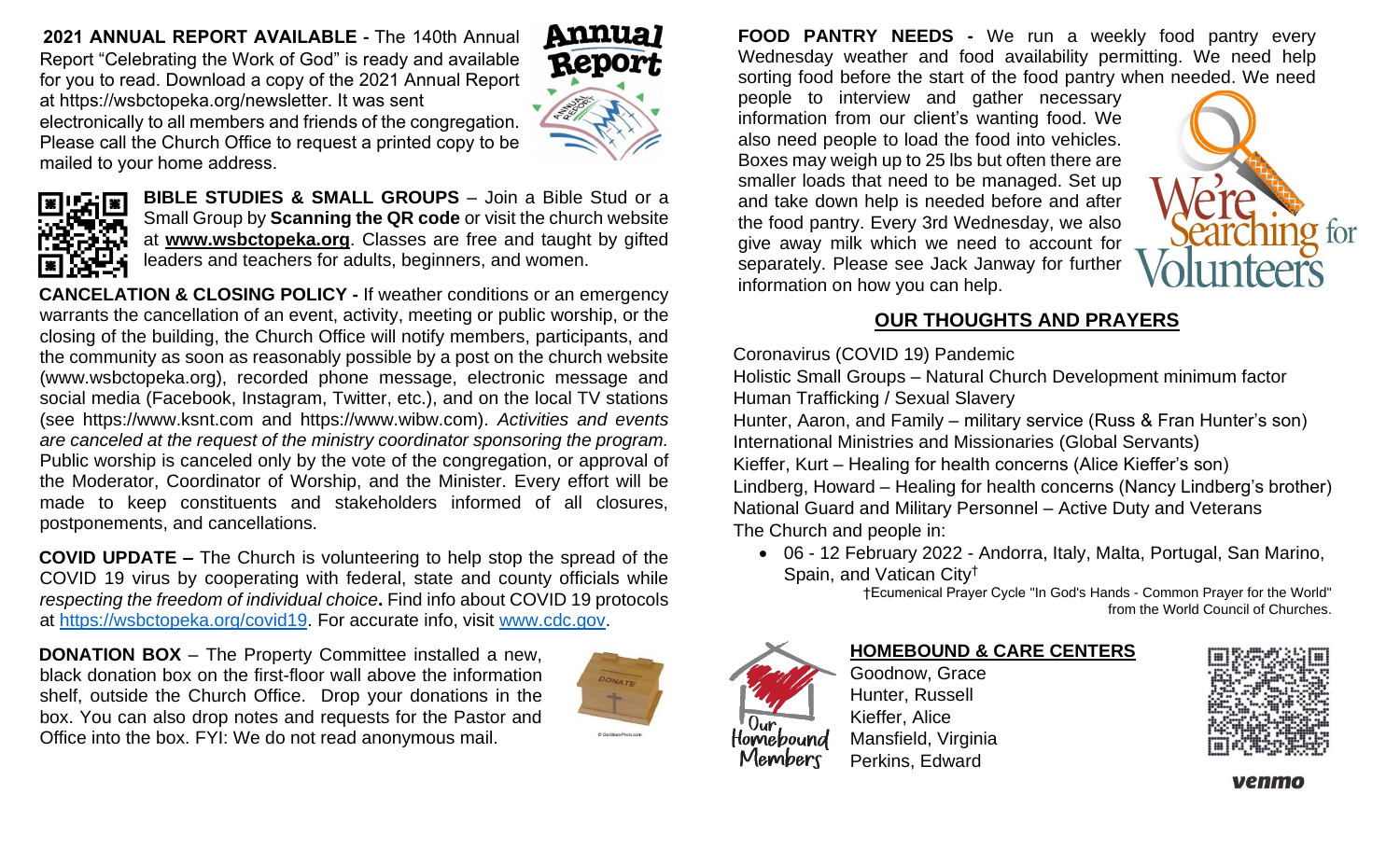**2021 ANNUAL REPORT AVAILABLE -** The 140th Annual Report "Celebrating the Work of God" is ready and available for you to read. Download a copy of the 2021 Annual Report at https://wsbctopeka.org/newsletter. It was sent electronically to all members and friends of the congregation. Please call the Church Office to request a printed copy to be mailed to your home address.

**BIBLE STUDIES & SMALL GROUPS** – Join a Bible Stud or a Small Group by **Scanning the QR code** or visit the church website at **www.wsbctopeka.org**. Classes are free and taught by gifted leaders and teachers for adults, beginners, and women.

**CANCELATION & CLOSING POLICY -** If weather conditions or an emergency warrants the cancellation of an event, activity, meeting or public worship, or the closing of the building, the Church Office will notify members, participants, and the community as soon as reasonably possible by a post on the church website (www.wsbctopeka.org), recorded phone message, electronic message and social media (Facebook, Instagram, Twitter, etc.), and on the local TV stations (see https://www.ksnt.com and https://www.wibw.com). *Activities and events are canceled at the request of the ministry coordinator sponsoring the program.* Public worship is canceled only by the vote of the congregation, or approval of the Moderator, Coordinator of Worship, and the Minister. Every effort will be made to keep constituents and stakeholders informed of all closures, postponements, and cancellations.

**COVID UPDATE –** The Church is volunteering to help stop the spread of the COVID 19 virus by cooperating with federal, state and county officials while *respecting the freedom of individual choice***.** Find info about COVID 19 protocols at https://wsbctopeka.org/covid19. For accurate info, visit www.cdc.gov.

**DONATION BOX** – The Property Committee installed a new, black donation box on the first-floor wall above the information shelf, outside the Church Office. Drop your donations in the box. You can also drop notes and requests for the Pastor and Office into the box. FYI: We do not read anonymous mail.

**FOOD PANTRY NEEDS -** We run a weekly food pantry every Wednesday weather and food availability permitting. We need help sorting food before the start of the food pantry when needed. We need people to interview and gather necessary information from our client's wanting food. We also need people to load the food into vehicles. Boxes may weigh up to 25 lbs but often there are smaller loads that need to be managed. Set up and take down help is needed before and after the food pantry. Every 3rd Wednesday, we also give away milk which we need to account for separately. Please see Jack Janway for further information on how you can help.

## OUR THOUGHTS AND PRAYERS

Coronavirus (COVID 19) Pandemic
Holistic Small Groups – Natural Church Development minimum factor
Human Trafficking / Sexual Slavery
Hunter, Aaron, and Family – military service (Russ & Fran Hunter's son)
International Ministries and Missionaries (Global Servants)
Kieffer, Kurt – Healing for health concerns (Alice Kieffer's son)
Lindberg, Howard – Healing for health concerns (Nancy Lindberg's brother)
National Guard and Military Personnel – Active Duty and Veterans
The Church and people in:

- 06 - 12 February 2022 - Andorra, Italy, Malta, Portugal, San Marino, Spain, and Vatican City†

†Ecumenical Prayer Cycle "In God's Hands - Common Prayer for the World" from the World Council of Churches.

## HOMEBOUND & CARE CENTERS

Our Homebound Members

Goodnow, Grace
Hunter, Russell
Kieffer, Alice
Mansfield, Virginia
Perkins, Edward

venmo